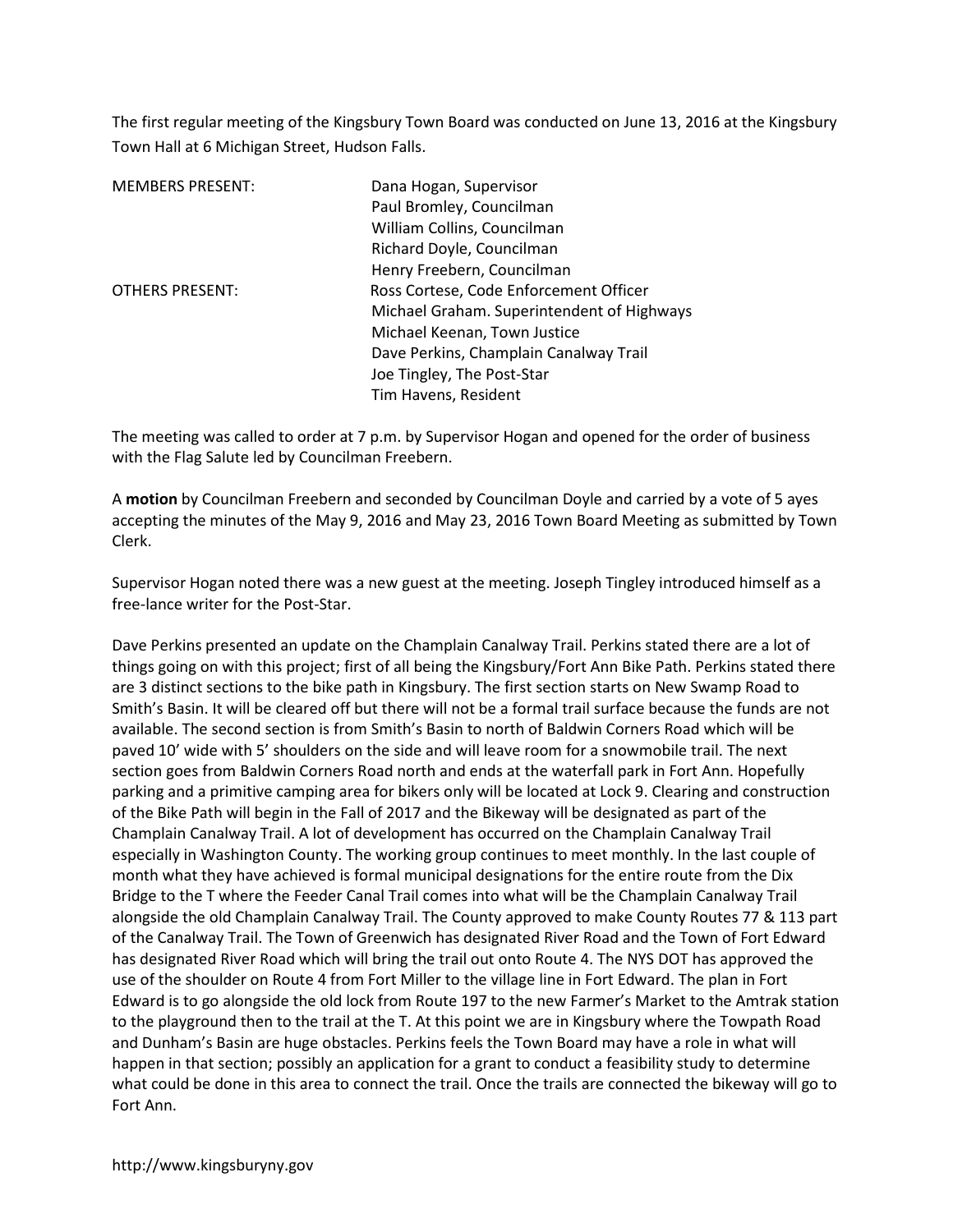The first regular meeting of the Kingsbury Town Board was conducted on June 13, 2016 at the Kingsbury Town Hall at 6 Michigan Street, Hudson Falls.

| | |
|---|---|
| MEMBERS PRESENT: | Dana Hogan, Supervisor |
| | Paul Bromley, Councilman |
| | William Collins, Councilman |
| | Richard Doyle, Councilman |
| | Henry Freebern, Councilman |
| OTHERS PRESENT: | Ross Cortese, Code Enforcement Officer |
| | Michael Graham. Superintendent of Highways |
| | Michael Keenan, Town Justice |
| | Dave Perkins, Champlain Canalway Trail |
| | Joe Tingley, The Post-Star |
| | Tim Havens, Resident |

The meeting was called to order at 7 p.m. by Supervisor Hogan and opened for the order of business with the Flag Salute led by Councilman Freebern.

A **motion** by Councilman Freebern and seconded by Councilman Doyle and carried by a vote of 5 ayes accepting the minutes of the May 9, 2016 and May 23, 2016 Town Board Meeting as submitted by Town Clerk.

Supervisor Hogan noted there was a new guest at the meeting. Joseph Tingley introduced himself as a free-lance writer for the Post-Star.

Dave Perkins presented an update on the Champlain Canalway Trail. Perkins stated there are a lot of things going on with this project; first of all being the Kingsbury/Fort Ann Bike Path. Perkins stated there are 3 distinct sections to the bike path in Kingsbury. The first section starts on New Swamp Road to Smith's Basin. It will be cleared off but there will not be a formal trail surface because the funds are not available. The second section is from Smith's Basin to north of Baldwin Corners Road which will be paved 10' wide with 5' shoulders on the side and will leave room for a snowmobile trail. The next section goes from Baldwin Corners Road north and ends at the waterfall park in Fort Ann. Hopefully parking and a primitive camping area for bikers only will be located at Lock 9. Clearing and construction of the Bike Path will begin in the Fall of 2017 and the Bikeway will be designated as part of the Champlain Canalway Trail. A lot of development has occurred on the Champlain Canalway Trail especially in Washington County. The working group continues to meet monthly. In the last couple of month what they have achieved is formal municipal designations for the entire route from the Dix Bridge to the T where the Feeder Canal Trail comes into what will be the Champlain Canalway Trail alongside the old Champlain Canalway Trail. The County approved to make County Routes 77 & 113 part of the Canalway Trail. The Town of Greenwich has designated River Road and the Town of Fort Edward has designated River Road which will bring the trail out onto Route 4. The NYS DOT has approved the use of the shoulder on Route 4 from Fort Miller to the village line in Fort Edward. The plan in Fort Edward is to go alongside the old lock from Route 197 to the new Farmer's Market to the Amtrak station to the playground then to the trail at the T. At this point we are in Kingsbury where the Towpath Road and Dunham's Basin are huge obstacles. Perkins feels the Town Board may have a role in what will happen in that section; possibly an application for a grant to conduct a feasibility study to determine what could be done in this area to connect the trail. Once the trails are connected the bikeway will go to Fort Ann.

http://www.kingsburyny.gov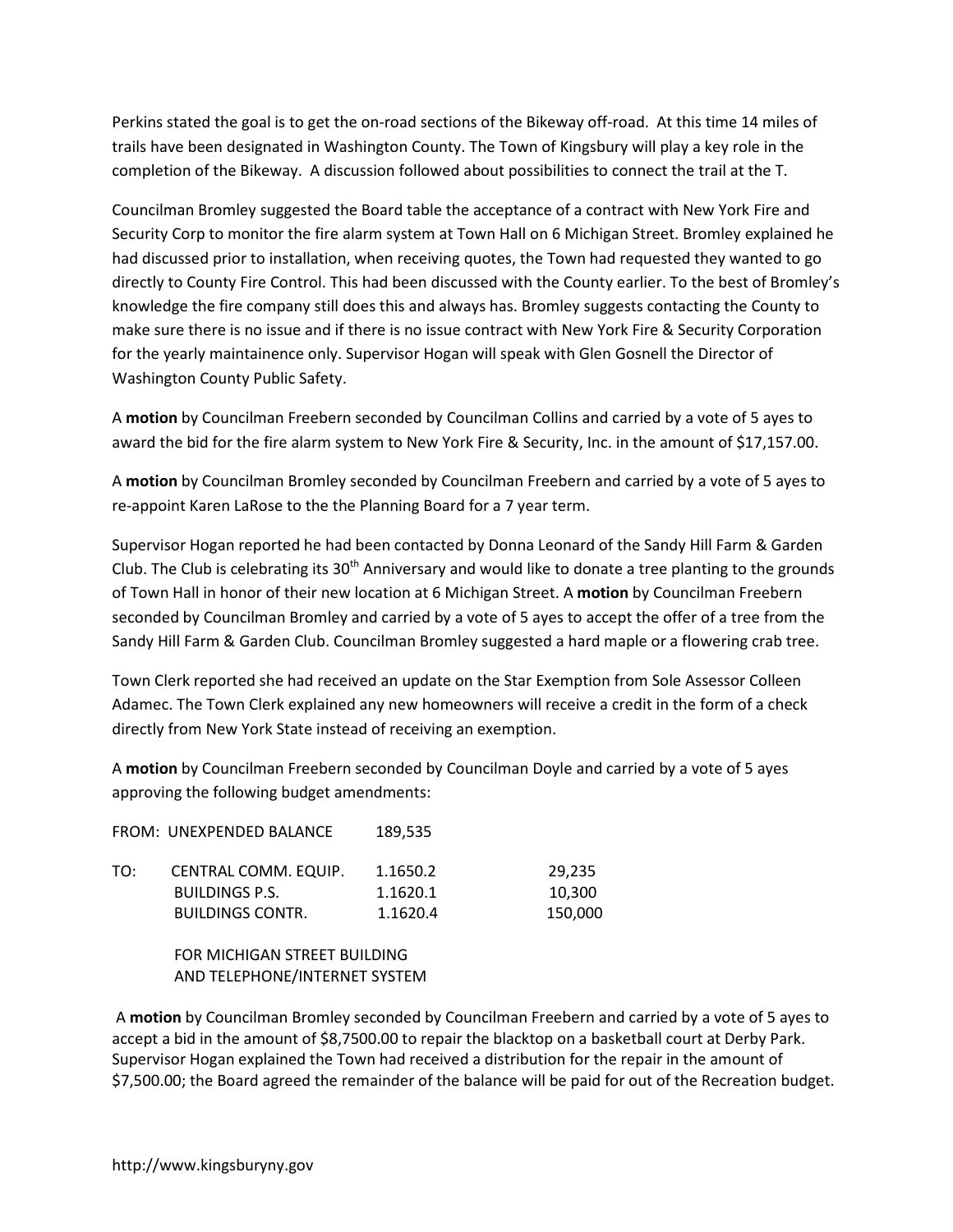Perkins stated the goal is to get the on-road sections of the Bikeway off-road. At this time 14 miles of trails have been designated in Washington County. The Town of Kingsbury will play a key role in the completion of the Bikeway. A discussion followed about possibilities to connect the trail at the T.

Councilman Bromley suggested the Board table the acceptance of a contract with New York Fire and Security Corp to monitor the fire alarm system at Town Hall on 6 Michigan Street. Bromley explained he had discussed prior to installation, when receiving quotes, the Town had requested they wanted to go directly to County Fire Control. This had been discussed with the County earlier. To the best of Bromley's knowledge the fire company still does this and always has. Bromley suggests contacting the County to make sure there is no issue and if there is no issue contract with New York Fire & Security Corporation for the yearly maintainence only. Supervisor Hogan will speak with Glen Gosnell the Director of Washington County Public Safety.

A **motion** by Councilman Freebern seconded by Councilman Collins and carried by a vote of 5 ayes to award the bid for the fire alarm system to New York Fire & Security, Inc. in the amount of $17,157.00.

A **motion** by Councilman Bromley seconded by Councilman Freebern and carried by a vote of 5 ayes to re-appoint Karen LaRose to the the Planning Board for a 7 year term.

Supervisor Hogan reported he had been contacted by Donna Leonard of the Sandy Hill Farm & Garden Club. The Club is celebrating its 30th Anniversary and would like to donate a tree planting to the grounds of Town Hall in honor of their new location at 6 Michigan Street. A **motion** by Councilman Freebern seconded by Councilman Bromley and carried by a vote of 5 ayes to accept the offer of a tree from the Sandy Hill Farm & Garden Club. Councilman Bromley suggested a hard maple or a flowering crab tree.

Town Clerk reported she had received an update on the Star Exemption from Sole Assessor Colleen Adamec. The Town Clerk explained any new homeowners will receive a credit in the form of a check directly from New York State instead of receiving an exemption.

A **motion** by Councilman Freebern seconded by Councilman Doyle and carried by a vote of 5 ayes approving the following budget amendments:

| | | | |
|---|---|---|---|
| FROM: | UNEXPENDED BALANCE | 189,535 | |
| TO: | CENTRAL COMM. EQUIP. | 1.1650.2 | 29,235 |
| | BUILDINGS P.S. | 1.1620.1 | 10,300 |
| | BUILDINGS CONTR. | 1.1620.4 | 150,000 |

FOR MICHIGAN STREET BUILDING
AND TELEPHONE/INTERNET SYSTEM

A **motion** by Councilman Bromley seconded by Councilman Freebern and carried by a vote of 5 ayes to accept a bid in the amount of $8,7500.00 to repair the blacktop on a basketball court at Derby Park. Supervisor Hogan explained the Town had received a distribution for the repair in the amount of $7,500.00; the Board agreed the remainder of the balance will be paid for out of the Recreation budget.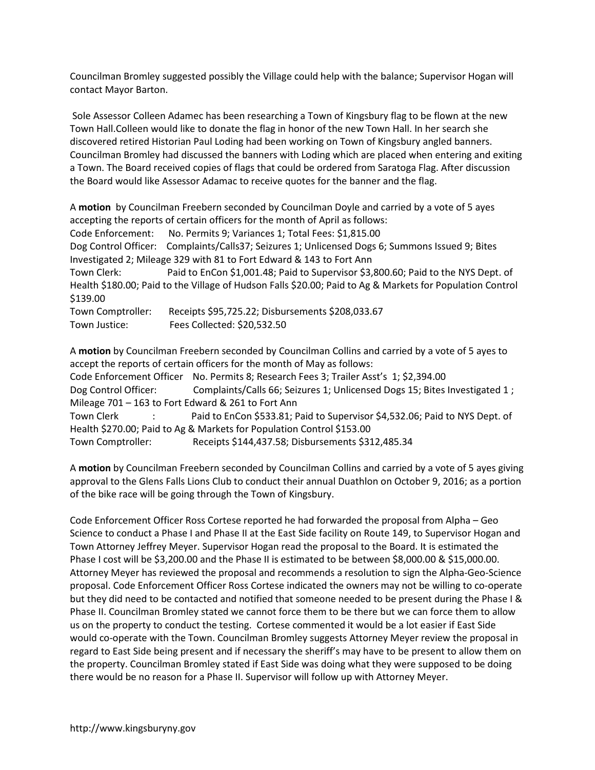Councilman Bromley suggested possibly the Village could help with the balance; Supervisor Hogan will contact Mayor Barton.

Sole Assessor Colleen Adamec has been researching a Town of Kingsbury flag to be flown at the new Town Hall.Colleen would like to donate the flag in honor of the new Town Hall. In her search she discovered retired Historian Paul Loding had been working on Town of Kingsbury angled banners. Councilman Bromley had discussed the banners with Loding which are placed when entering and exiting a Town. The Board received copies of flags that could be ordered from Saratoga Flag. After discussion the Board would like Assessor Adamac to receive quotes for the banner and the flag.

A **motion** by Councilman Freebern seconded by Councilman Doyle and carried by a vote of 5 ayes accepting the reports of certain officers for the month of April as follows:
Code Enforcement: No. Permits 9; Variances 1; Total Fees: $1,815.00
Dog Control Officer: Complaints/Calls37; Seizures 1; Unlicensed Dogs 6; Summons Issued 9; Bites Investigated 2; Mileage 329 with 81 to Fort Edward & 143 to Fort Ann
Town Clerk: Paid to EnCon $1,001.48; Paid to Supervisor $3,800.60; Paid to the NYS Dept. of Health $180.00; Paid to the Village of Hudson Falls $20.00; Paid to Ag & Markets for Population Control $139.00
Town Comptroller: Receipts $95,725.22; Disbursements $208,033.67
Town Justice: Fees Collected: $20,532.50

A **motion** by Councilman Freebern seconded by Councilman Collins and carried by a vote of 5 ayes to accept the reports of certain officers for the month of May as follows:
Code Enforcement Officer No. Permits 8; Research Fees 3; Trailer Asst's 1; $2,394.00
Dog Control Officer: Complaints/Calls 66; Seizures 1; Unlicensed Dogs 15; Bites Investigated 1 ; Mileage 701 – 163 to Fort Edward & 261 to Fort Ann
Town Clerk : Paid to EnCon $533.81; Paid to Supervisor $4,532.06; Paid to NYS Dept. of Health $270.00; Paid to Ag & Markets for Population Control $153.00
Town Comptroller: Receipts $144,437.58; Disbursements $312,485.34

A **motion** by Councilman Freebern seconded by Councilman Collins and carried by a vote of 5 ayes giving approval to the Glens Falls Lions Club to conduct their annual Duathlon on October 9, 2016; as a portion of the bike race will be going through the Town of Kingsbury.

Code Enforcement Officer Ross Cortese reported he had forwarded the proposal from Alpha – Geo Science to conduct a Phase I and Phase II at the East Side facility on Route 149, to Supervisor Hogan and Town Attorney Jeffrey Meyer. Supervisor Hogan read the proposal to the Board. It is estimated the Phase I cost will be $3,200.00 and the Phase II is estimated to be between $8,000.00 & $15,000.00. Attorney Meyer has reviewed the proposal and recommends a resolution to sign the Alpha-Geo-Science proposal. Code Enforcement Officer Ross Cortese indicated the owners may not be willing to co-operate but they did need to be contacted and notified that someone needed to be present during the Phase I & Phase II. Councilman Bromley stated we cannot force them to be there but we can force them to allow us on the property to conduct the testing. Cortese commented it would be a lot easier if East Side would co-operate with the Town. Councilman Bromley suggests Attorney Meyer review the proposal in regard to East Side being present and if necessary the sheriff's may have to be present to allow them on the property. Councilman Bromley stated if East Side was doing what they were supposed to be doing there would be no reason for a Phase II. Supervisor will follow up with Attorney Meyer.

http://www.kingsburyny.gov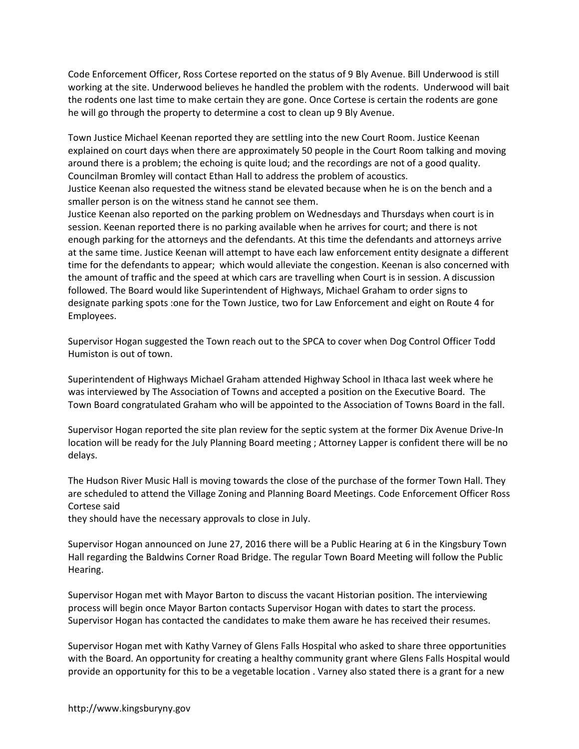Code Enforcement Officer, Ross Cortese reported on the status of 9 Bly Avenue. Bill Underwood is still working at the site. Underwood believes he handled the problem with the rodents. Underwood will bait the rodents one last time to make certain they are gone. Once Cortese is certain the rodents are gone he will go through the property to determine a cost to clean up 9 Bly Avenue.

Town Justice Michael Keenan reported they are settling into the new Court Room. Justice Keenan explained on court days when there are approximately 50 people in the Court Room talking and moving around there is a problem; the echoing is quite loud; and the recordings are not of a good quality. Councilman Bromley will contact Ethan Hall to address the problem of acoustics.
Justice Keenan also requested the witness stand be elevated because when he is on the bench and a smaller person is on the witness stand he cannot see them.
Justice Keenan also reported on the parking problem on Wednesdays and Thursdays when court is in session. Keenan reported there is no parking available when he arrives for court; and there is not enough parking for the attorneys and the defendants. At this time the defendants and attorneys arrive at the same time. Justice Keenan will attempt to have each law enforcement entity designate a different time for the defendants to appear; which would alleviate the congestion. Keenan is also concerned with the amount of traffic and the speed at which cars are travelling when Court is in session. A discussion followed. The Board would like Superintendent of Highways, Michael Graham to order signs to designate parking spots :one for the Town Justice, two for Law Enforcement and eight on Route 4 for Employees.

Supervisor Hogan suggested the Town reach out to the SPCA to cover when Dog Control Officer Todd Humiston is out of town.

Superintendent of Highways Michael Graham attended Highway School in Ithaca last week where he was interviewed by The Association of Towns and accepted a position on the Executive Board. The Town Board congratulated Graham who will be appointed to the Association of Towns Board in the fall.

Supervisor Hogan reported the site plan review for the septic system at the former Dix Avenue Drive-In location will be ready for the July Planning Board meeting ; Attorney Lapper is confident there will be no delays.

The Hudson River Music Hall is moving towards the close of the purchase of the former Town Hall. They are scheduled to attend the Village Zoning and Planning Board Meetings. Code Enforcement Officer Ross Cortese said
they should have the necessary approvals to close in July.

Supervisor Hogan announced on June 27, 2016 there will be a Public Hearing at 6 in the Kingsbury Town Hall regarding the Baldwins Corner Road Bridge. The regular Town Board Meeting will follow the Public Hearing.

Supervisor Hogan met with Mayor Barton to discuss the vacant Historian position. The interviewing process will begin once Mayor Barton contacts Supervisor Hogan with dates to start the process. Supervisor Hogan has contacted the candidates to make them aware he has received their resumes.

Supervisor Hogan met with Kathy Varney of Glens Falls Hospital who asked to share three opportunities with the Board. An opportunity for creating a healthy community grant where Glens Falls Hospital would provide an opportunity for this to be a vegetable location . Varney also stated there is a grant for a new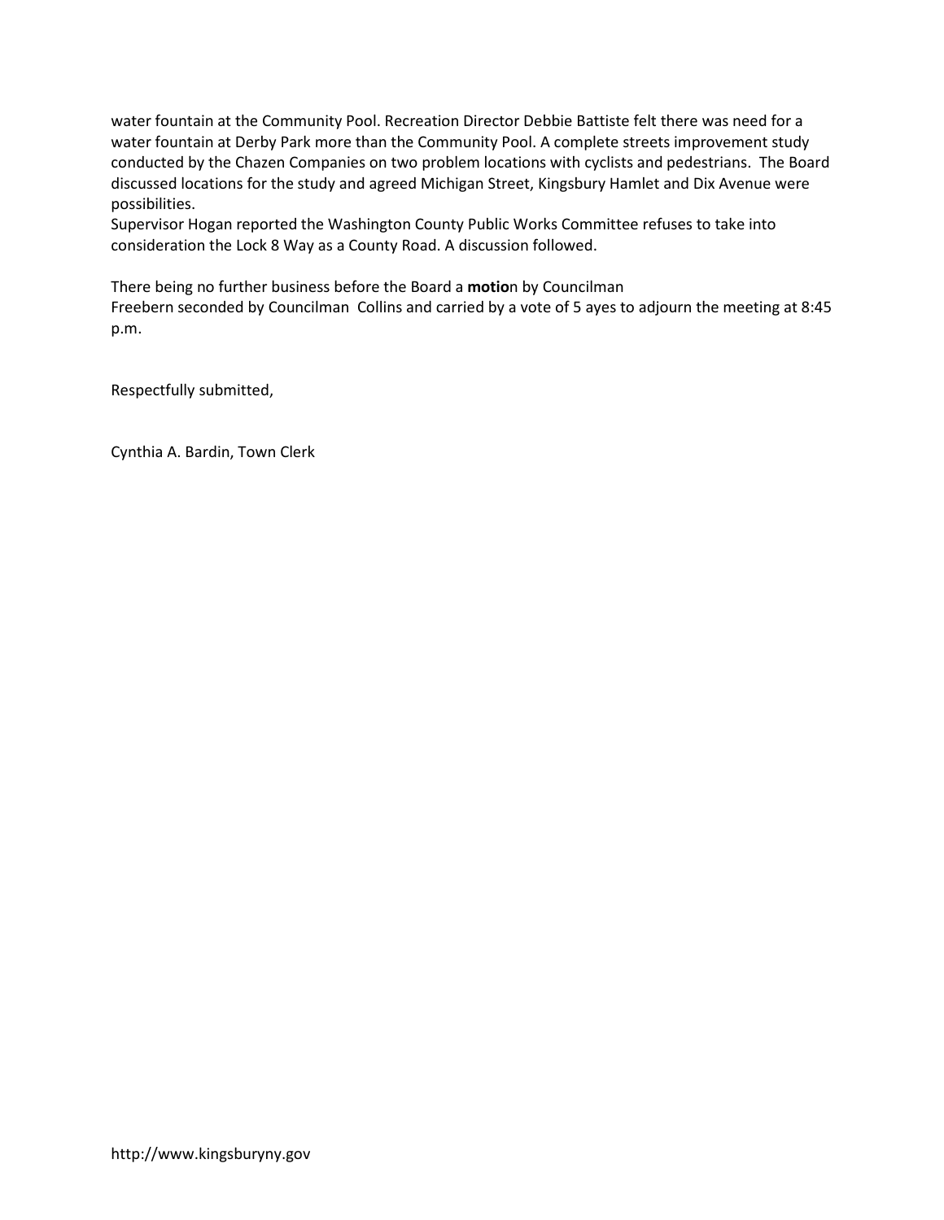water fountain at the Community Pool. Recreation Director Debbie Battiste felt there was need for a water fountain at Derby Park more than the Community Pool. A complete streets improvement study conducted by the Chazen Companies on two problem locations with cyclists and pedestrians. The Board discussed locations for the study and agreed Michigan Street, Kingsbury Hamlet and Dix Avenue were possibilities.

Supervisor Hogan reported the Washington County Public Works Committee refuses to take into consideration the Lock 8 Way as a County Road. A discussion followed.

There being no further business before the Board a **motio**n by Councilman Freebern seconded by Councilman Collins and carried by a vote of 5 ayes to adjourn the meeting at 8:45 p.m.

Respectfully submitted,

Cynthia A. Bardin, Town Clerk